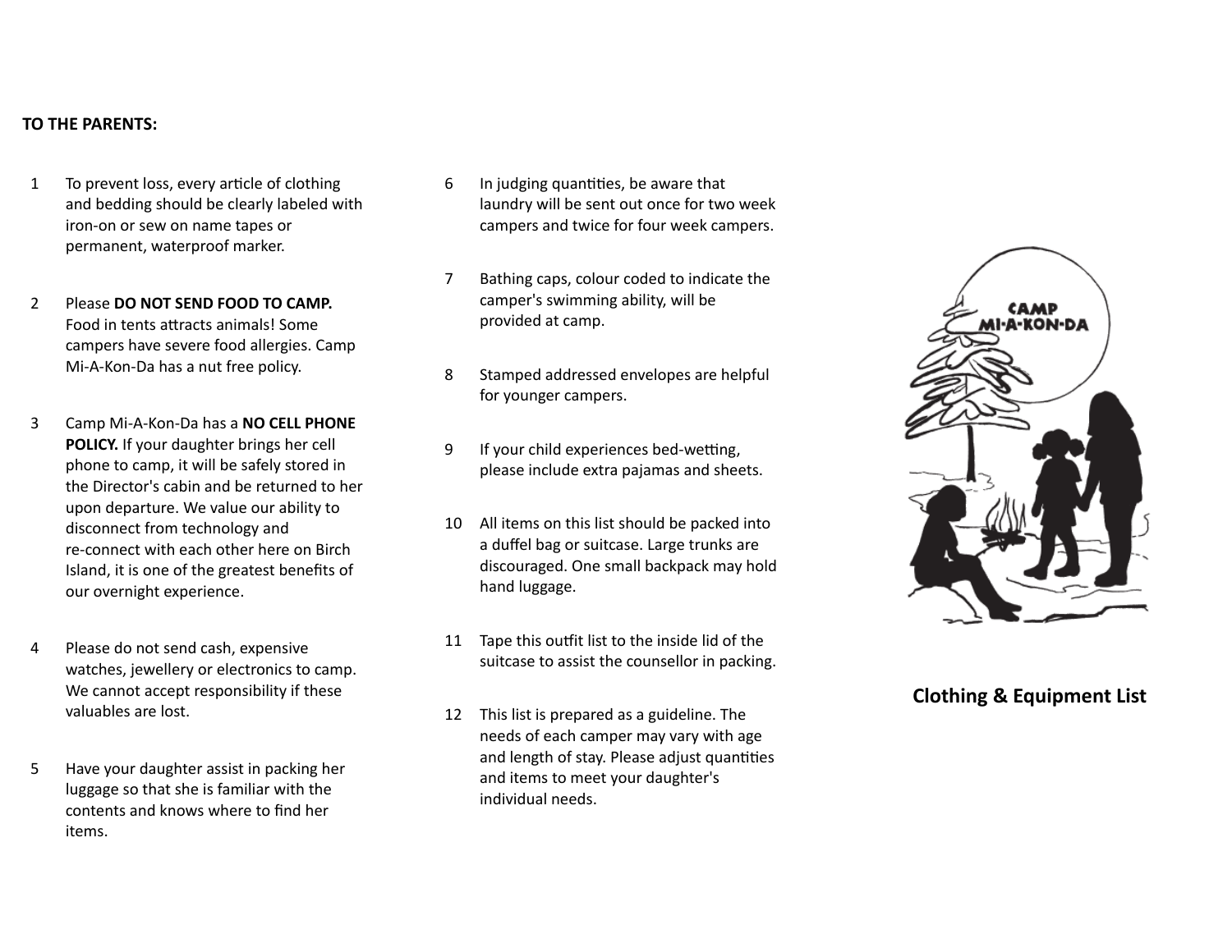**TO THE PARENTS:**

1. To prevent loss, every article of clothing and bedding should be clearly labeled with iron-on or sew on name tapes or permanent, waterproof marker.

2. Please **DO NOT SEND FOOD TO CAMP.** Food in tents attracts animals! Some campers have severe food allergies. Camp Mi-A-Kon-Da has a nut free policy.

3. Camp Mi-A-Kon-Da has a **NO CELL PHONE POLICY.** If your daughter brings her cell phone to camp, it will be safely stored in the Director's cabin and be returned to her upon departure. We value our ability to disconnect from technology and re-connect with each other here on Birch Island, it is one of the greatest benefits of our overnight experience.

4. Please do not send cash, expensive watches, jewellery or electronics to camp. We cannot accept responsibility if these valuables are lost.

5. Have your daughter assist in packing her luggage so that she is familiar with the contents and knows where to find her items.

6. In judging quantities, be aware that laundry will be sent out once for two week campers and twice for four week campers.

7. Bathing caps, colour coded to indicate the camper's swimming ability, will be provided at camp.

8. Stamped addressed envelopes are helpful for younger campers.

9. If your child experiences bed-wetting, please include extra pajamas and sheets.

10. All items on this list should be packed into a duffel bag or suitcase. Large trunks are discouraged. One small backpack may hold hand luggage.

11. Tape this outfit list to the inside lid of the suitcase to assist the counsellor in packing.

12. This list is prepared as a guideline. The needs of each camper may vary with age and length of stay. Please adjust quantities and items to meet your daughter's individual needs.

CAMP MI-A-KON-DA

## Clothing & Equipment List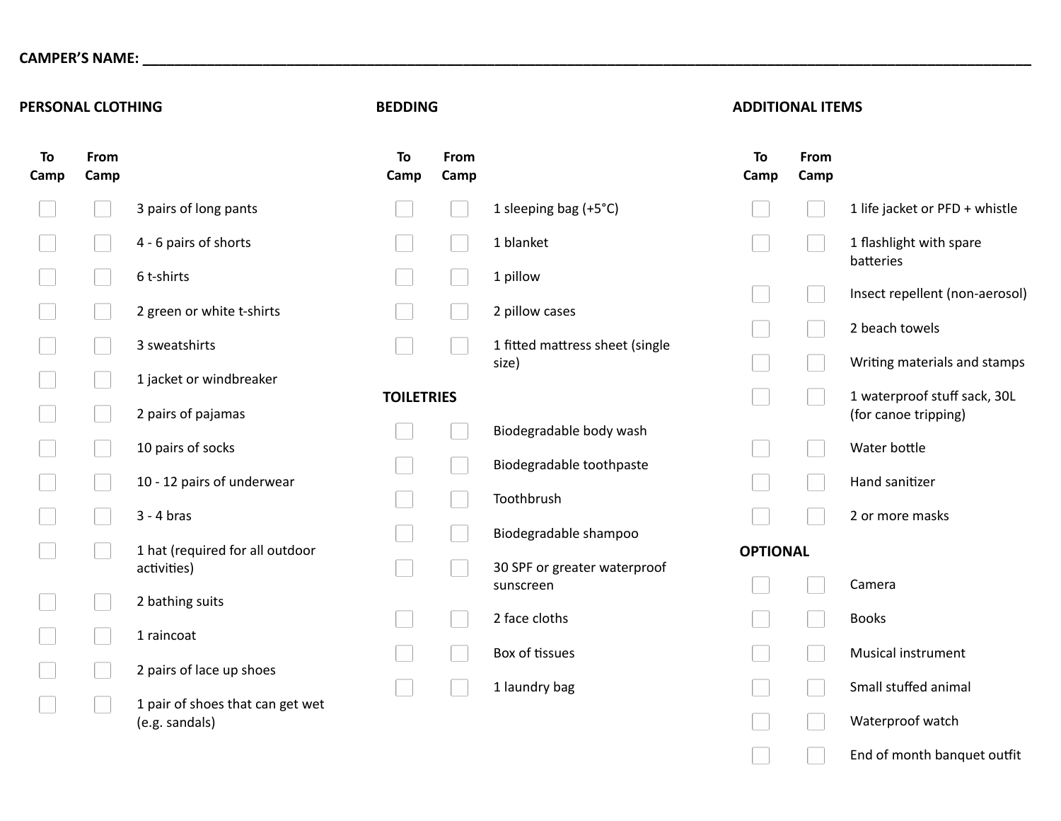CAMPER'S NAME: ____________________________________________

## PERSONAL CLOTHING

| To Camp | From Camp | |
|---|---|---|
| ☐ | ☐ | 3 pairs of long pants |
| ☐ | ☐ | 4 - 6 pairs of shorts |
| ☐ | ☐ | 6 t-shirts |
| ☐ | ☐ | 2 green or white t-shirts |
| ☐ | ☐ | 3 sweatshirts |
| ☐ | ☐ | 1 jacket or windbreaker |
| ☐ | ☐ | 2 pairs of pajamas |
| ☐ | ☐ | 10 pairs of socks |
| ☐ | ☐ | 10 - 12 pairs of underwear |
| ☐ | ☐ | 3 - 4 bras |
| ☐ | ☐ | 1 hat (required for all outdoor activities) |
| ☐ | ☐ | 2 bathing suits |
| ☐ | ☐ | 1 raincoat |
| ☐ | ☐ | 2 pairs of lace up shoes |
| ☐ | ☐ | 1 pair of shoes that can get wet (e.g. sandals) |

## BEDDING

| To Camp | From Camp | |
|---|---|---|
| ☐ | ☐ | 1 sleeping bag (+5°C) |
| ☐ | ☐ | 1 blanket |
| ☐ | ☐ | 1 pillow |
| ☐ | ☐ | 2 pillow cases |
| ☐ | ☐ | 1 fitted mattress sheet (single size) |

## TOILETRIES

| To Camp | From Camp | |
|---|---|---|
| ☐ | ☐ | Biodegradable body wash |
| ☐ | ☐ | Biodegradable toothpaste |
| ☐ | ☐ | Toothbrush |
| ☐ | ☐ | Biodegradable shampoo |
| ☐ | ☐ | 30 SPF or greater waterproof sunscreen |
| ☐ | ☐ | 2 face cloths |
| ☐ | ☐ | Box of tissues |
| ☐ | ☐ | 1 laundry bag |

## ADDITIONAL ITEMS

| To Camp | From Camp | |
|---|---|---|
| ☐ | ☐ | 1 life jacket or PFD + whistle |
| ☐ | ☐ | 1 flashlight with spare batteries |
| ☐ | ☐ | Insect repellent (non-aerosol) |
| ☐ | ☐ | 2 beach towels |
| ☐ | ☐ | Writing materials and stamps |
| ☐ | ☐ | 1 waterproof stuff sack, 30L (for canoe tripping) |
| ☐ | ☐ | Water bottle |
| ☐ | ☐ | Hand sanitizer |
| ☐ | ☐ | 2 or more masks |

## OPTIONAL

| To Camp | From Camp | |
|---|---|---|
| ☐ | ☐ | Camera |
| ☐ | ☐ | Books |
| ☐ | ☐ | Musical instrument |
| ☐ | ☐ | Small stuffed animal |
| ☐ | ☐ | Waterproof watch |
| ☐ | ☐ | End of month banquet outfit |